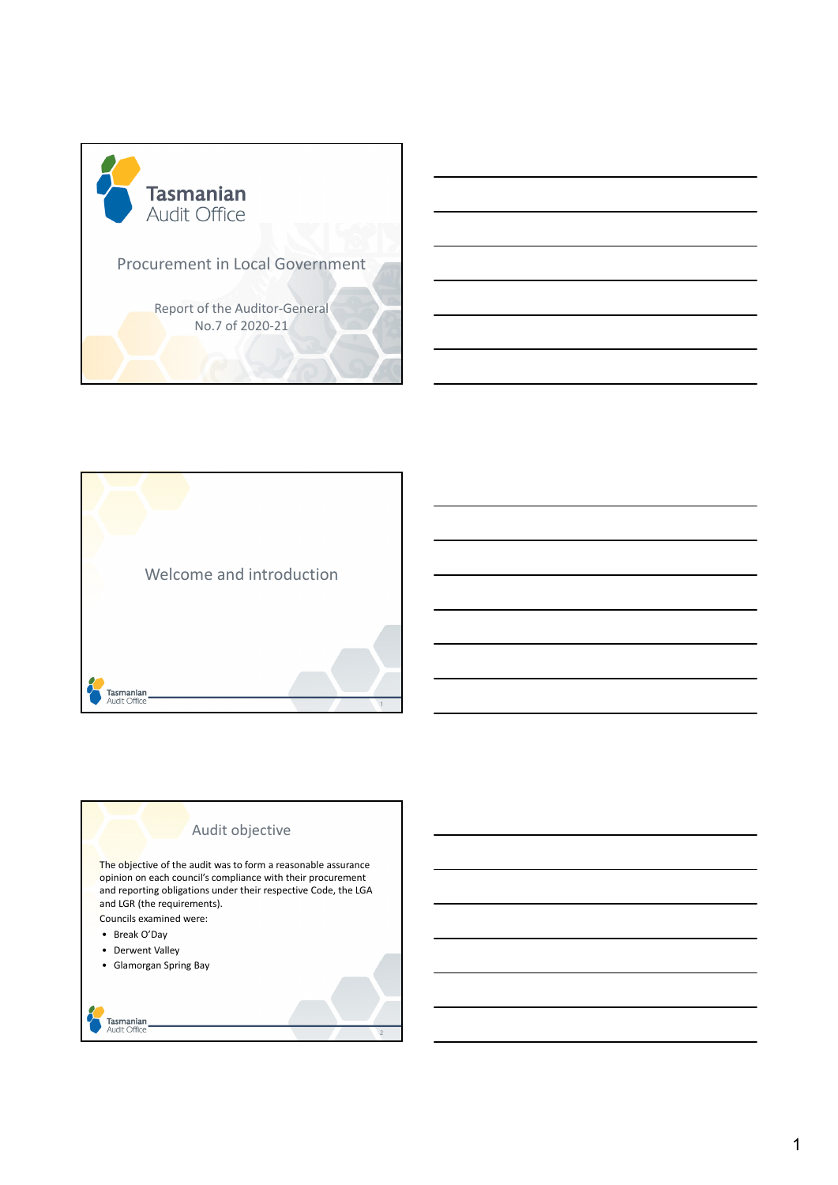# Tasmanian Audit Office

## Procurement in Local Government

Report of the Auditor-General
No.7 of 2020-21

## Welcome and introduction

## Audit objective

The objective of the audit was to form a reasonable assurance opinion on each council's compliance with their procurement and reporting obligations under their respective Code, the LGA and LGR (the requirements).

Councils examined were:

- Break O'Day
- Derwent Valley
- Glamorgan Spring Bay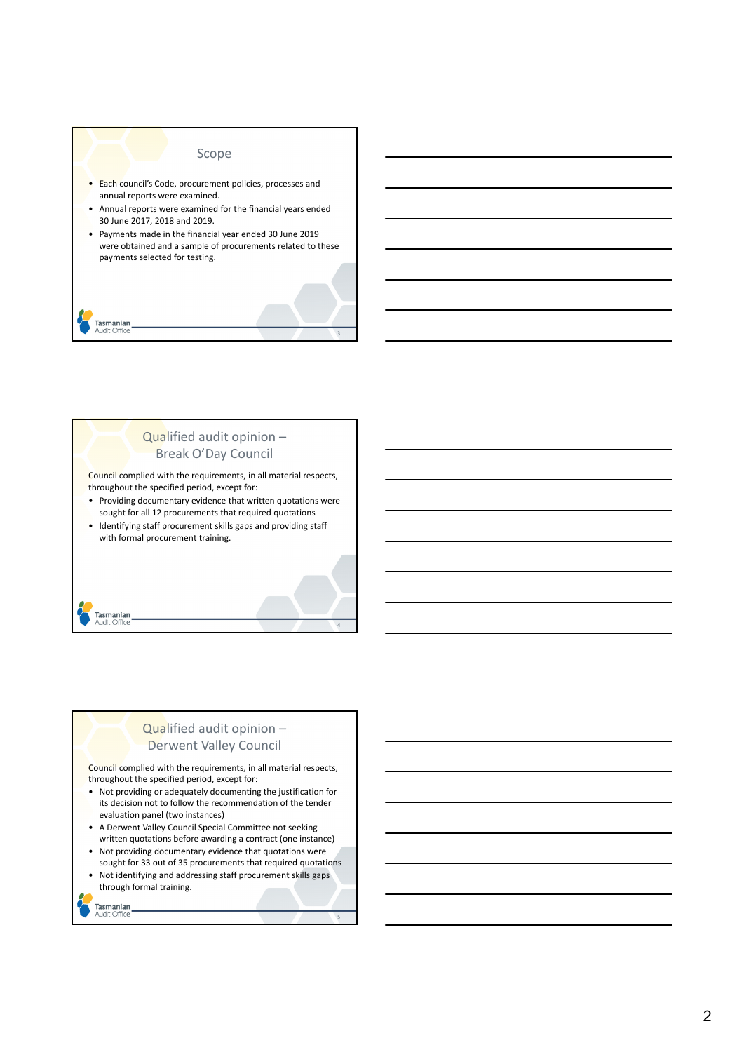## Scope

- Each council's Code, procurement policies, processes and annual reports were examined.
- Annual reports were examined for the financial years ended 30 June 2017, 2018 and 2019.
- Payments made in the financial year ended 30 June 2019 were obtained and a sample of procurements related to these payments selected for testing.

## Qualified audit opinion – Break O'Day Council

Council complied with the requirements, in all material respects, throughout the specified period, except for:

- Providing documentary evidence that written quotations were sought for all 12 procurements that required quotations
- Identifying staff procurement skills gaps and providing staff with formal procurement training.

## Qualified audit opinion – Derwent Valley Council

Council complied with the requirements, in all material respects, throughout the specified period, except for:

- Not providing or adequately documenting the justification for its decision not to follow the recommendation of the tender evaluation panel (two instances)
- A Derwent Valley Council Special Committee not seeking written quotations before awarding a contract (one instance)
- Not providing documentary evidence that quotations were sought for 33 out of 35 procurements that required quotations
- Not identifying and addressing staff procurement skills gaps through formal training.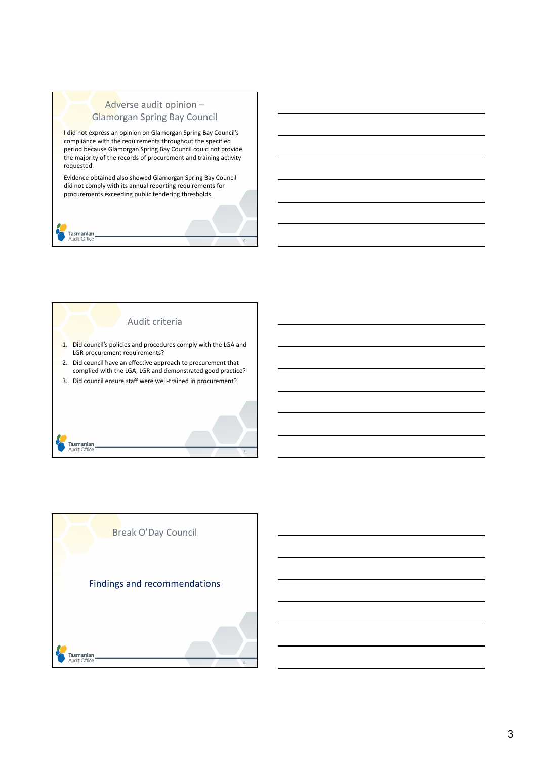## Adverse audit opinion – Glamorgan Spring Bay Council

I did not express an opinion on Glamorgan Spring Bay Council's compliance with the requirements throughout the specified period because Glamorgan Spring Bay Council could not provide the majority of the records of procurement and training activity requested.

Evidence obtained also showed Glamorgan Spring Bay Council did not comply with its annual reporting requirements for procurements exceeding public tendering thresholds.

## Audit criteria

1. Did council's policies and procedures comply with the LGA and LGR procurement requirements?
2. Did council have an effective approach to procurement that complied with the LGA, LGR and demonstrated good practice?
3. Did council ensure staff were well-trained in procurement?

## Break O'Day Council

Findings and recommendations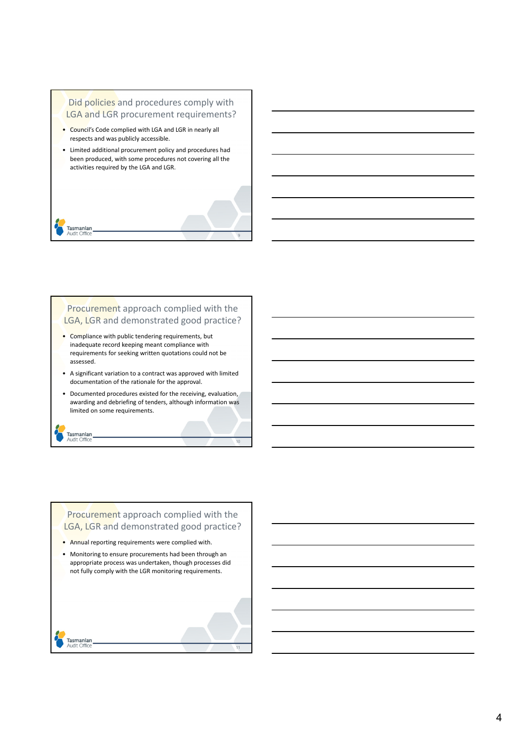## Did policies and procedures comply with LGA and LGR procurement requirements?

- Council's Code complied with LGA and LGR in nearly all respects and was publicly accessible.
- Limited additional procurement policy and procedures had been produced, with some procedures not covering all the activities required by the LGA and LGR.

## Procurement approach complied with the LGA, LGR and demonstrated good practice?

- Compliance with public tendering requirements, but inadequate record keeping meant compliance with requirements for seeking written quotations could not be assessed.
- A significant variation to a contract was approved with limited documentation of the rationale for the approval.
- Documented procedures existed for the receiving, evaluation, awarding and debriefing of tenders, although information was limited on some requirements.

## Procurement approach complied with the LGA, LGR and demonstrated good practice?

- Annual reporting requirements were complied with.
- Monitoring to ensure procurements had been through an appropriate process was undertaken, though processes did not fully comply with the LGR monitoring requirements.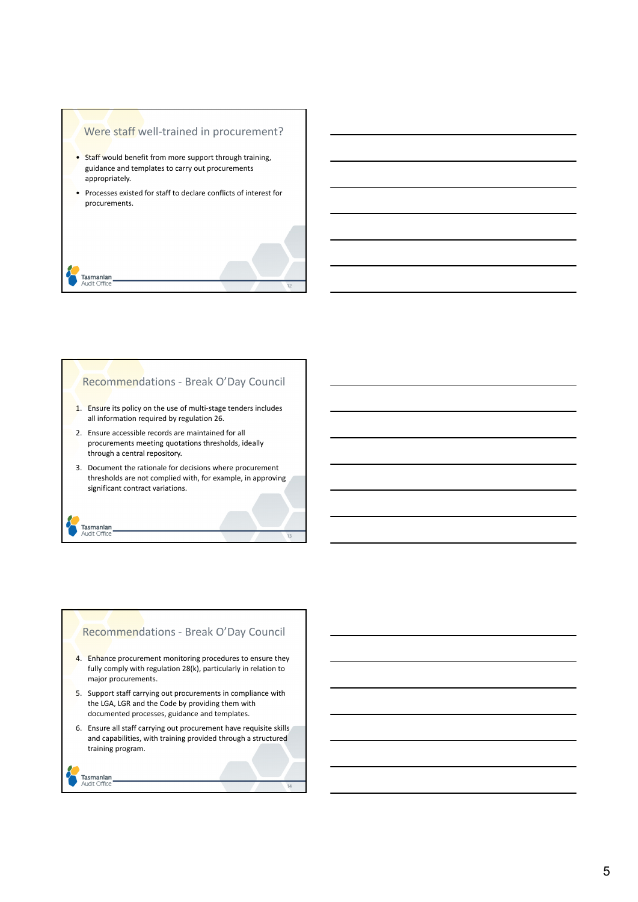## Were staff well-trained in procurement?

- Staff would benefit from more support through training, guidance and templates to carry out procurements appropriately.
- Processes existed for staff to declare conflicts of interest for procurements.

## Recommendations - Break O'Day Council

1. Ensure its policy on the use of multi-stage tenders includes all information required by regulation 26.
2. Ensure accessible records are maintained for all procurements meeting quotations thresholds, ideally through a central repository.
3. Document the rationale for decisions where procurement thresholds are not complied with, for example, in approving significant contract variations.

## Recommendations - Break O'Day Council

4. Enhance procurement monitoring procedures to ensure they fully comply with regulation 28(k), particularly in relation to major procurements.
5. Support staff carrying out procurements in compliance with the LGA, LGR and the Code by providing them with documented processes, guidance and templates.
6. Ensure all staff carrying out procurement have requisite skills and capabilities, with training provided through a structured training program.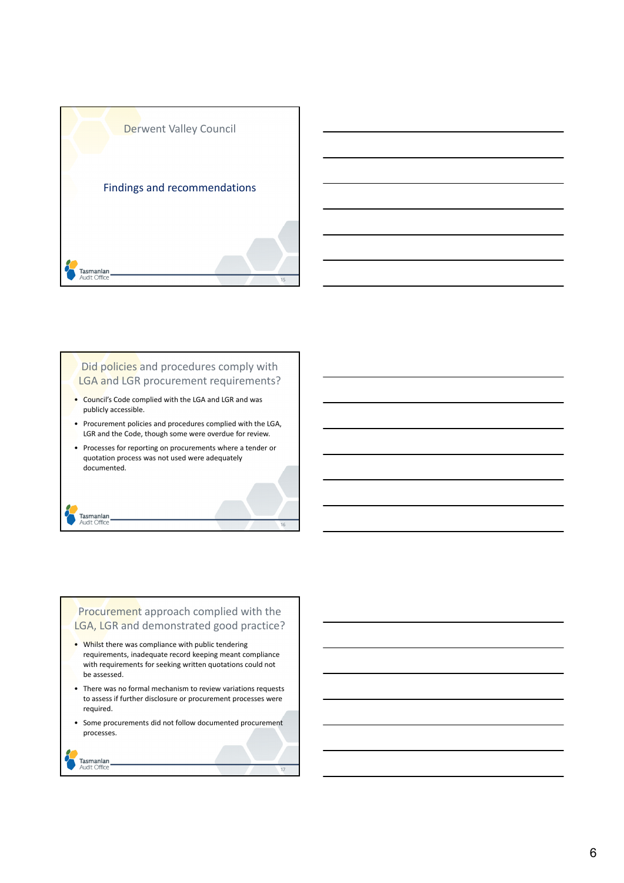## Derwent Valley Council

### Findings and recommendations

## Did policies and procedures comply with LGA and LGR procurement requirements?

- Council's Code complied with the LGA and LGR and was publicly accessible.
- Procurement policies and procedures complied with the LGA, LGR and the Code, though some were overdue for review.
- Processes for reporting on procurements where a tender or quotation process was not used were adequately documented.

## Procurement approach complied with the LGA, LGR and demonstrated good practice?

- Whilst there was compliance with public tendering requirements, inadequate record keeping meant compliance with requirements for seeking written quotations could not be assessed.
- There was no formal mechanism to review variations requests to assess if further disclosure or procurement processes were required.
- Some procurements did not follow documented procurement processes.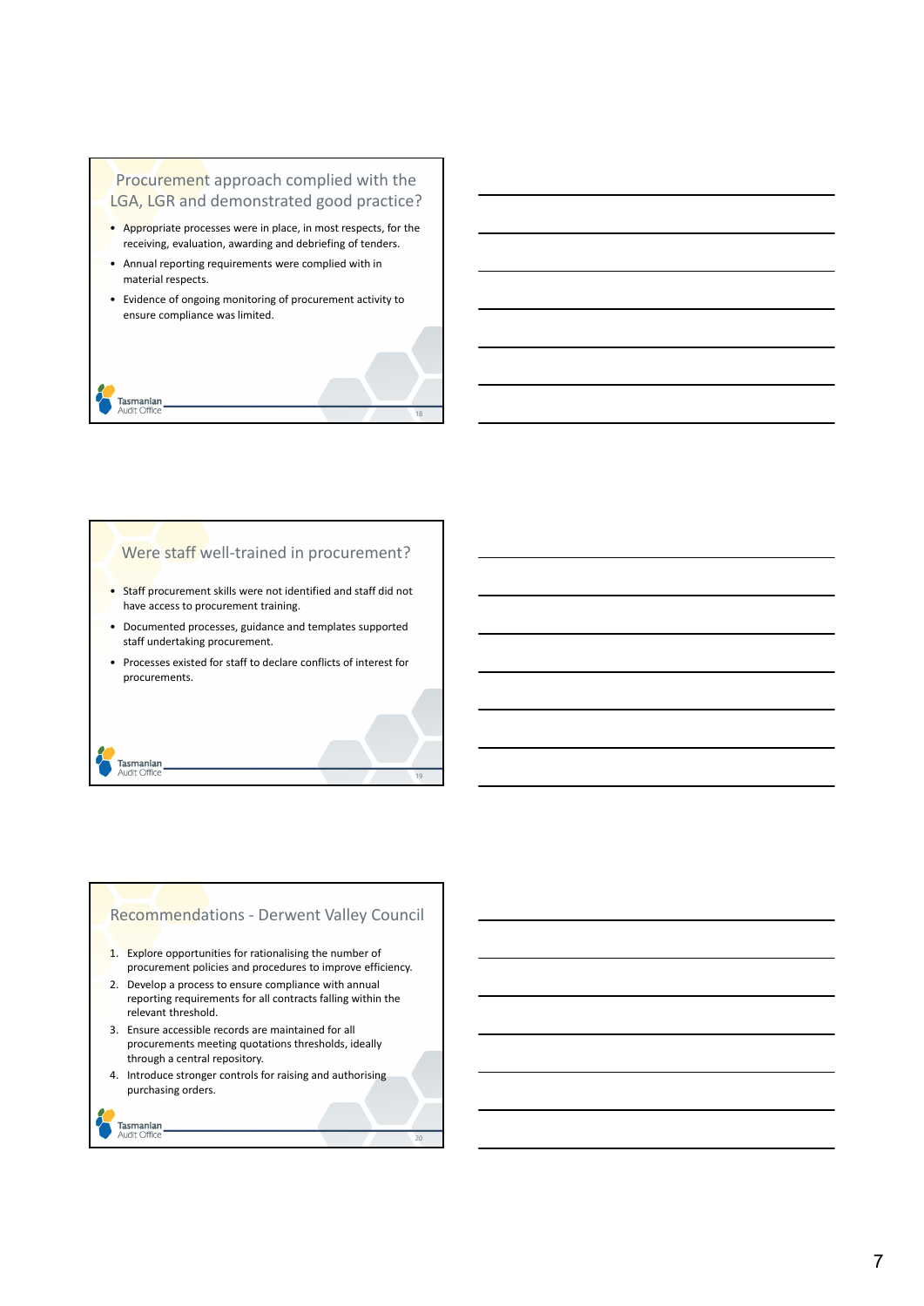## Procurement approach complied with the LGA, LGR and demonstrated good practice?

- Appropriate processes were in place, in most respects, for the receiving, evaluation, awarding and debriefing of tenders.
- Annual reporting requirements were complied with in material respects.
- Evidence of ongoing monitoring of procurement activity to ensure compliance was limited.

## Were staff well-trained in procurement?

- Staff procurement skills were not identified and staff did not have access to procurement training.
- Documented processes, guidance and templates supported staff undertaking procurement.
- Processes existed for staff to declare conflicts of interest for procurements.

## Recommendations - Derwent Valley Council

1. Explore opportunities for rationalising the number of procurement policies and procedures to improve efficiency.
2. Develop a process to ensure compliance with annual reporting requirements for all contracts falling within the relevant threshold.
3. Ensure accessible records are maintained for all procurements meeting quotations thresholds, ideally through a central repository.
4. Introduce stronger controls for raising and authorising purchasing orders.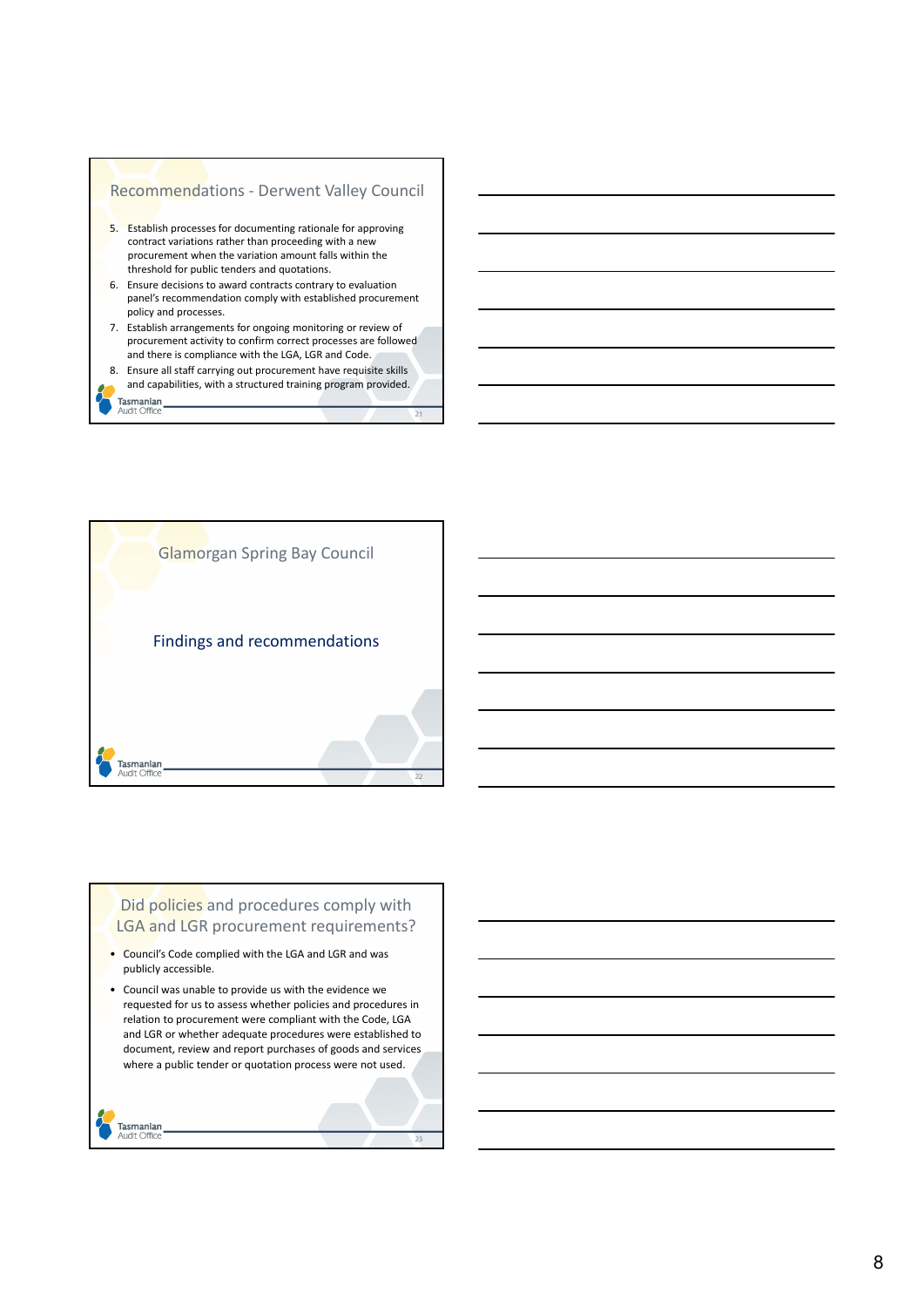## Recommendations - Derwent Valley Council

5. Establish processes for documenting rationale for approving contract variations rather than proceeding with a new procurement when the variation amount falls within the threshold for public tenders and quotations.
6. Ensure decisions to award contracts contrary to evaluation panel's recommendation comply with established procurement policy and processes.
7. Establish arrangements for ongoing monitoring or review of procurement activity to confirm correct processes are followed and there is compliance with the LGA, LGR and Code.
8. Ensure all staff carrying out procurement have requisite skills and capabilities, with a structured training program provided.

## Glamorgan Spring Bay Council

### Findings and recommendations

## Did policies and procedures comply with LGA and LGR procurement requirements?

- Council's Code complied with the LGA and LGR and was publicly accessible.
- Council was unable to provide us with the evidence we requested for us to assess whether policies and procedures in relation to procurement were compliant with the Code, LGA and LGR or whether adequate procedures were established to document, review and report purchases of goods and services where a public tender or quotation process were not used.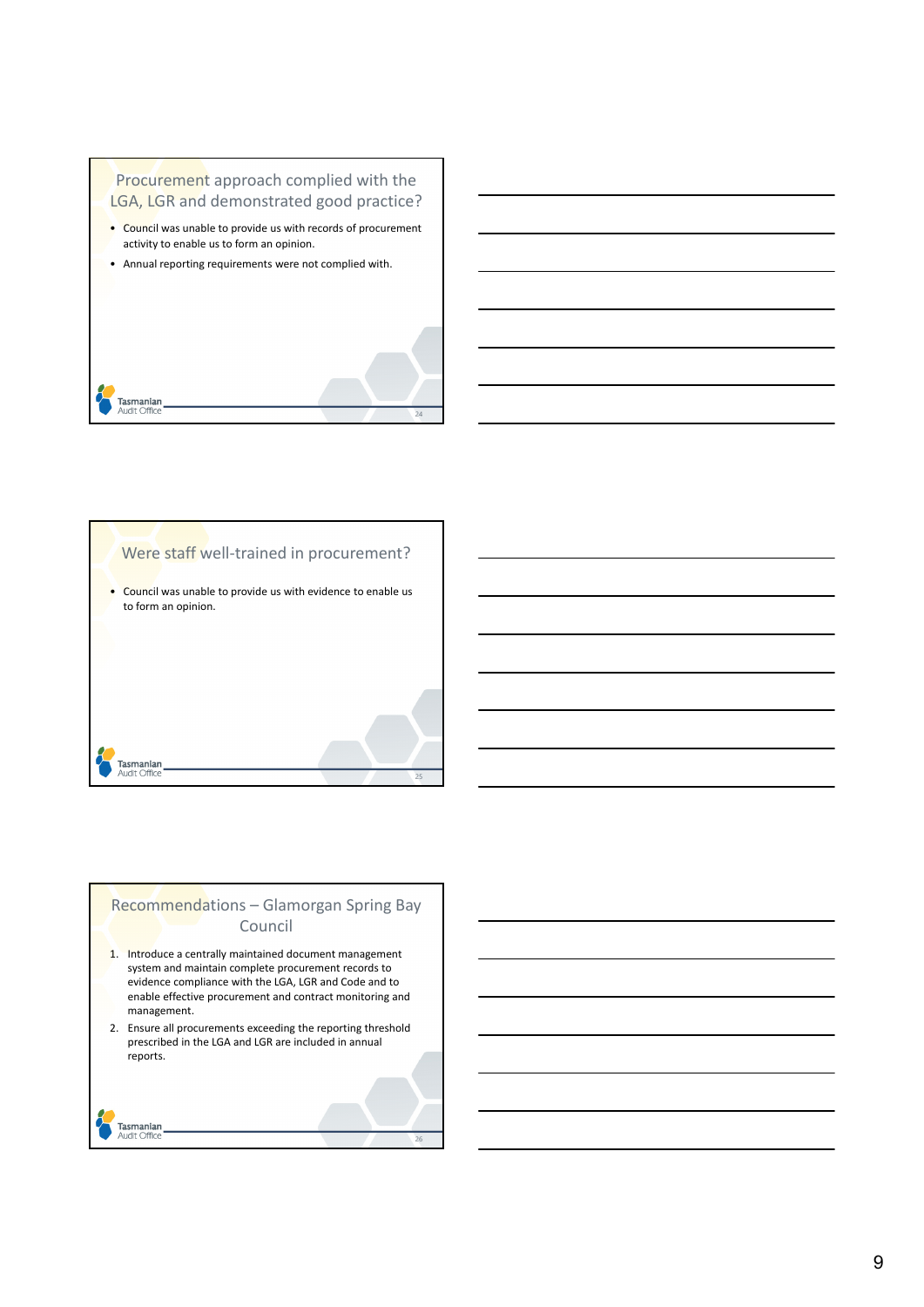## Procurement approach complied with the LGA, LGR and demonstrated good practice?

- Council was unable to provide us with records of procurement activity to enable us to form an opinion.
- Annual reporting requirements were not complied with.

## Were staff well-trained in procurement?

- Council was unable to provide us with evidence to enable us to form an opinion.

## Recommendations – Glamorgan Spring Bay Council

1. Introduce a centrally maintained document management system and maintain complete procurement records to evidence compliance with the LGA, LGR and Code and to enable effective procurement and contract monitoring and management.
2. Ensure all procurements exceeding the reporting threshold prescribed in the LGA and LGR are included in annual reports.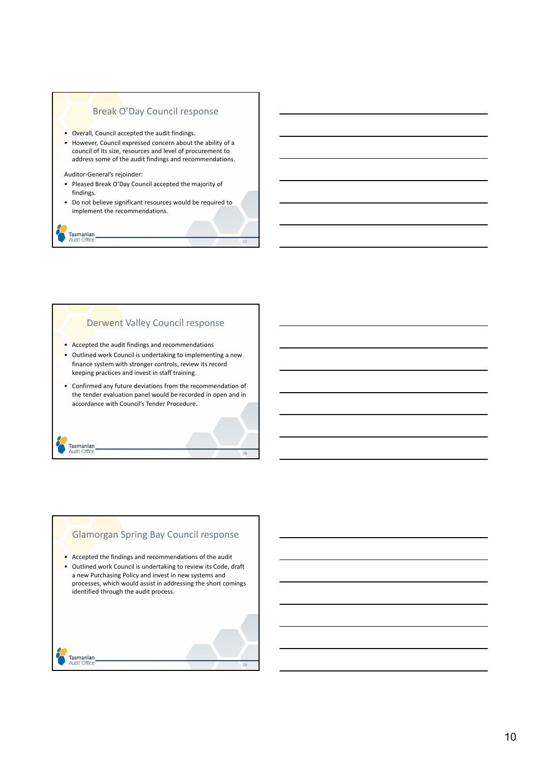## Break O'Day Council response

- Overall, Council accepted the audit findings.
- However, Council expressed concern about the ability of a council of its size, resources and level of procurement to address some of the audit findings and recommendations.

Auditor-General's rejoinder:

- Pleased Break O'Day Council accepted the majority of findings.
- Do not believe significant resources would be required to implement the recommendations.

## Derwent Valley Council response

- Accepted the audit findings and recommendations
- Outlined work Council is undertaking to implementing a new finance system with stronger controls, review its record keeping practices and invest in staff training.
- Confirmed any future deviations from the recommendation of the tender evaluation panel would be recorded in open and in accordance with Council's Tender Procedure.

## Glamorgan Spring Bay Council response

- Accepted the findings and recommendations of the audit
- Outlined work Council is undertaking to review its Code, draft a new Purchasing Policy and invest in new systems and processes, which would assist in addressing the short comings identified through the audit process.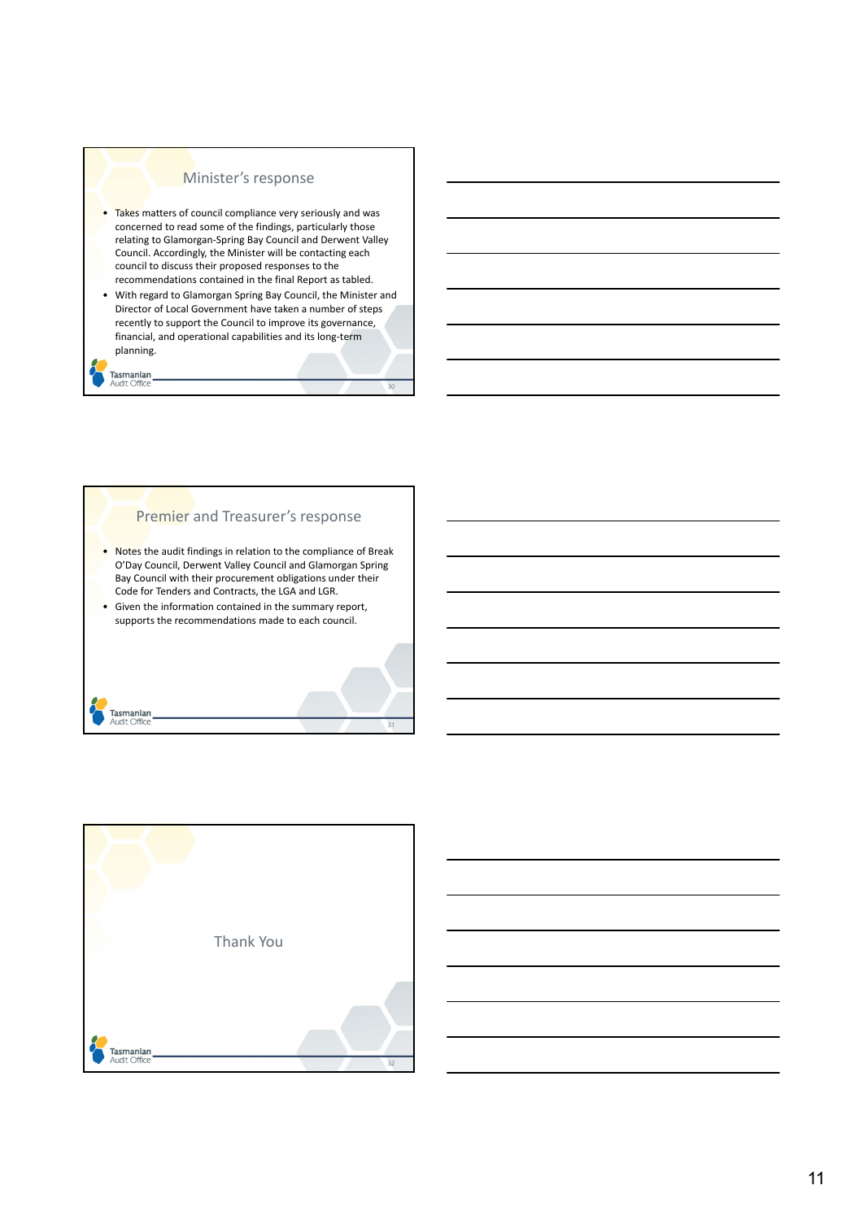## Minister's response

- Takes matters of council compliance very seriously and was concerned to read some of the findings, particularly those relating to Glamorgan-Spring Bay Council and Derwent Valley Council. Accordingly, the Minister will be contacting each council to discuss their proposed responses to the recommendations contained in the final Report as tabled.
- With regard to Glamorgan Spring Bay Council, the Minister and Director of Local Government have taken a number of steps recently to support the Council to improve its governance, financial, and operational capabilities and its long-term planning.

## Premier and Treasurer's response

- Notes the audit findings in relation to the compliance of Break O'Day Council, Derwent Valley Council and Glamorgan Spring Bay Council with their procurement obligations under their Code for Tenders and Contracts, the LGA and LGR.
- Given the information contained in the summary report, supports the recommendations made to each council.

## Thank You